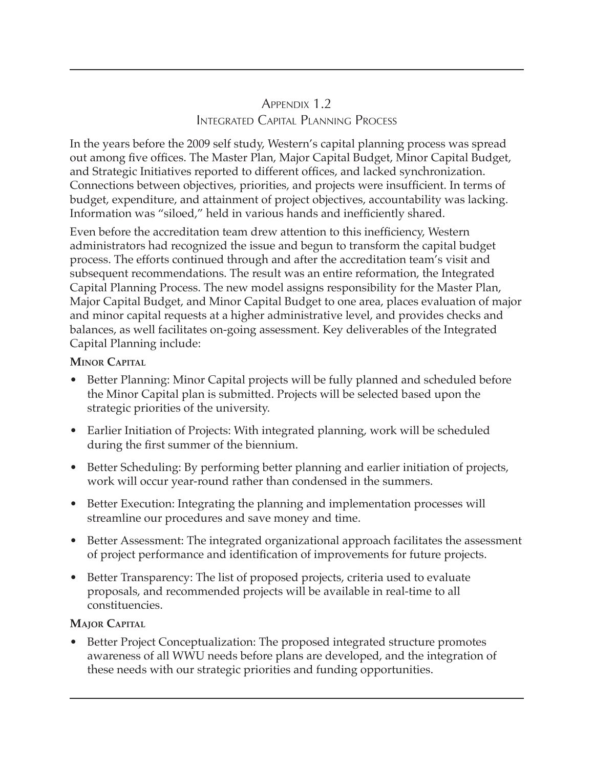# Appendix 1.2
## Integrated Capital Planning Process

In the years before the 2009 self study, Western's capital planning process was spread out among five offices. The Master Plan, Major Capital Budget, Minor Capital Budget, and Strategic Initiatives reported to different offices, and lacked synchronization. Connections between objectives, priorities, and projects were insufficient. In terms of budget, expenditure, and attainment of project objectives, accountability was lacking. Information was "siloed," held in various hands and inefficiently shared.

Even before the accreditation team drew attention to this inefficiency, Western administrators had recognized the issue and begun to transform the capital budget process. The efforts continued through and after the accreditation team's visit and subsequent recommendations. The result was an entire reformation, the Integrated Capital Planning Process. The new model assigns responsibility for the Master Plan, Major Capital Budget, and Minor Capital Budget to one area, places evaluation of major and minor capital requests at a higher administrative level, and provides checks and balances, as well facilitates on-going assessment. Key deliverables of the Integrated Capital Planning include:

**Minor Capital**

- Better Planning: Minor Capital projects will be fully planned and scheduled before the Minor Capital plan is submitted. Projects will be selected based upon the strategic priorities of the university.
- Earlier Initiation of Projects: With integrated planning, work will be scheduled during the first summer of the biennium.
- Better Scheduling: By performing better planning and earlier initiation of projects, work will occur year-round rather than condensed in the summers.
- Better Execution: Integrating the planning and implementation processes will streamline our procedures and save money and time.
- Better Assessment: The integrated organizational approach facilitates the assessment of project performance and identification of improvements for future projects.
- Better Transparency: The list of proposed projects, criteria used to evaluate proposals, and recommended projects will be available in real-time to all constituencies.

**Major Capital**

- Better Project Conceptualization: The proposed integrated structure promotes awareness of all WWU needs before plans are developed, and the integration of these needs with our strategic priorities and funding opportunities.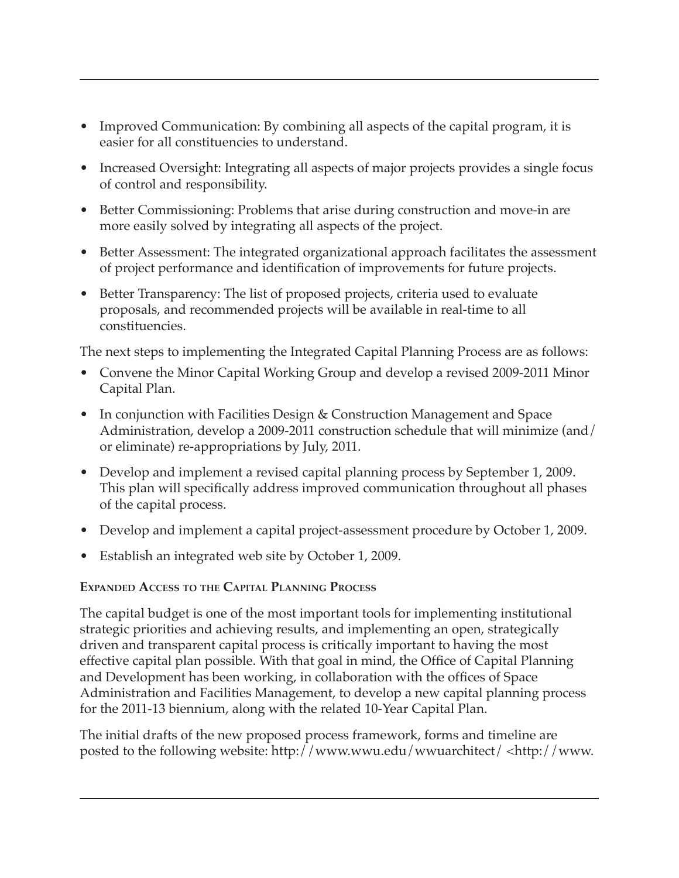- Improved Communication: By combining all aspects of the capital program, it is easier for all constituencies to understand.
- Increased Oversight: Integrating all aspects of major projects provides a single focus of control and responsibility.
- Better Commissioning: Problems that arise during construction and move-in are more easily solved by integrating all aspects of the project.
- Better Assessment: The integrated organizational approach facilitates the assessment of project performance and identification of improvements for future projects.
- Better Transparency: The list of proposed projects, criteria used to evaluate proposals, and recommended projects will be available in real-time to all constituencies.

The next steps to implementing the Integrated Capital Planning Process are as follows:

- Convene the Minor Capital Working Group and develop a revised 2009-2011 Minor Capital Plan.
- In conjunction with Facilities Design & Construction Management and Space Administration, develop a 2009-2011 construction schedule that will minimize (and/or eliminate) re-appropriations by July, 2011.
- Develop and implement a revised capital planning process by September 1, 2009. This plan will specifically address improved communication throughout all phases of the capital process.
- Develop and implement a capital project-assessment procedure by October 1, 2009.
- Establish an integrated web site by October 1, 2009.

**Expanded Access to the Capital Planning Process**

The capital budget is one of the most important tools for implementing institutional strategic priorities and achieving results, and implementing an open, strategically driven and transparent capital process is critically important to having the most effective capital plan possible. With that goal in mind, the Office of Capital Planning and Development has been working, in collaboration with the offices of Space Administration and Facilities Management, to develop a new capital planning process for the 2011-13 biennium, along with the related 10-Year Capital Plan.

The initial drafts of the new proposed process framework, forms and timeline are posted to the following website: http://www.wwu.edu/wwuarchitect/ <http://www.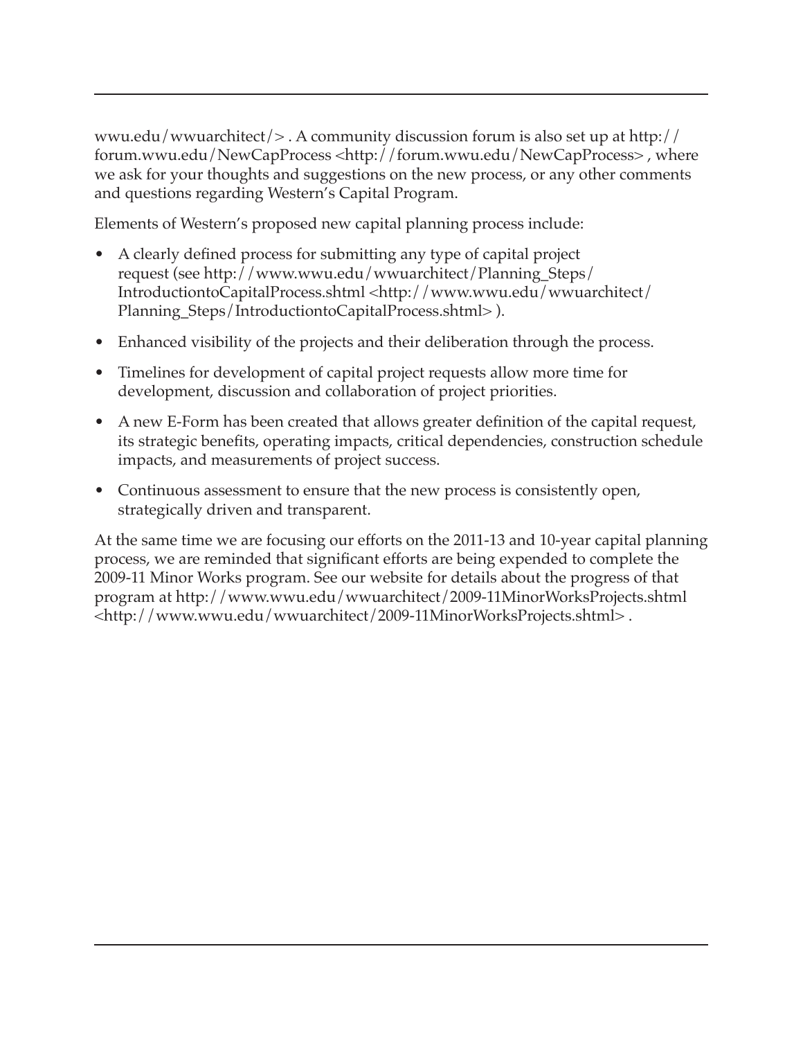wwu.edu/wwuarchitect/> . A community discussion forum is also set up at http://forum.wwu.edu/NewCapProcess <http://forum.wwu.edu/NewCapProcess> , where we ask for your thoughts and suggestions on the new process, or any other comments and questions regarding Western's Capital Program.

Elements of Western's proposed new capital planning process include:

- A clearly defined process for submitting any type of capital project request (see http://www.wwu.edu/wwuarchitect/Planning_Steps/IntroductiontoCapitalProcess.shtml <http://www.wwu.edu/wwuarchitect/Planning_Steps/IntroductiontoCapitalProcess.shtml> ).
- Enhanced visibility of the projects and their deliberation through the process.
- Timelines for development of capital project requests allow more time for development, discussion and collaboration of project priorities.
- A new E-Form has been created that allows greater definition of the capital request, its strategic benefits, operating impacts, critical dependencies, construction schedule impacts, and measurements of project success.
- Continuous assessment to ensure that the new process is consistently open, strategically driven and transparent.

At the same time we are focusing our efforts on the 2011-13 and 10-year capital planning process, we are reminded that significant efforts are being expended to complete the 2009-11 Minor Works program. See our website for details about the progress of that program at http://www.wwu.edu/wwuarchitect/2009-11MinorWorksProjects.shtml <http://www.wwu.edu/wwuarchitect/2009-11MinorWorksProjects.shtml> .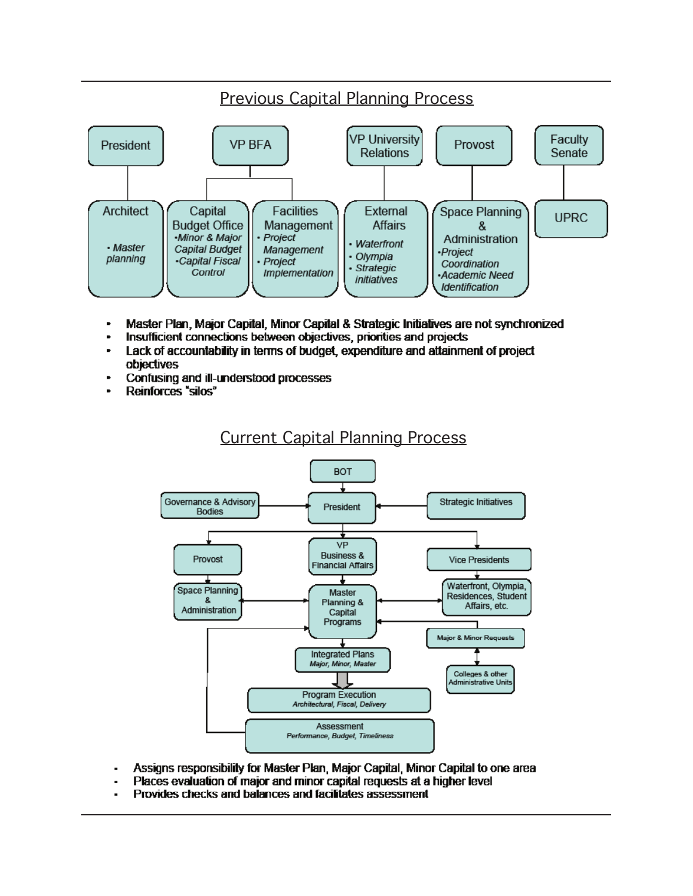## Previous Capital Planning Process

President

Architect
- Master planning

VP BFA

Capital Budget Office
- Minor & Major Capital Budget
- Capital Fiscal Control

Facilities Management
- Project Management
- Project Implementation

VP University Relations

External Affairs
- Waterfront
- Olympia
- Strategic initiatives

Provost

Space Planning & Administration
- Project Coordination
- Academic Need Identification

Faculty Senate

UPRC

- Master Plan, Major Capital, Minor Capital & Strategic Initiatives are not synchronized
- Insufficient connections between objectives, priorities and projects
- Lack of accountability in terms of budget, expenditure and attainment of project objectives
- Confusing and ill-understood processes
- Reinforces "silos"

## Current Capital Planning Process

BOT

Governance & Advisory Bodies

President

Strategic Initiatives

Provost

VP Business & Financial Affairs

Vice Presidents

Space Planning & Administration

Master Planning & Capital Programs

Waterfront, Olympia, Residences, Student Affairs, etc.

Major & Minor Requests

Colleges & other Administrative Units

Integrated Plans
*Major, Minor, Master*

Program Execution
*Architectural, Fiscal, Delivery*

Assessment
*Performance, Budget, Timeliness*

- Assigns responsibility for Master Plan, Major Capital, Minor Capital to one area
- Places evaluation of major and minor capital requests at a higher level
- Provides checks and balances and facilitates assessment